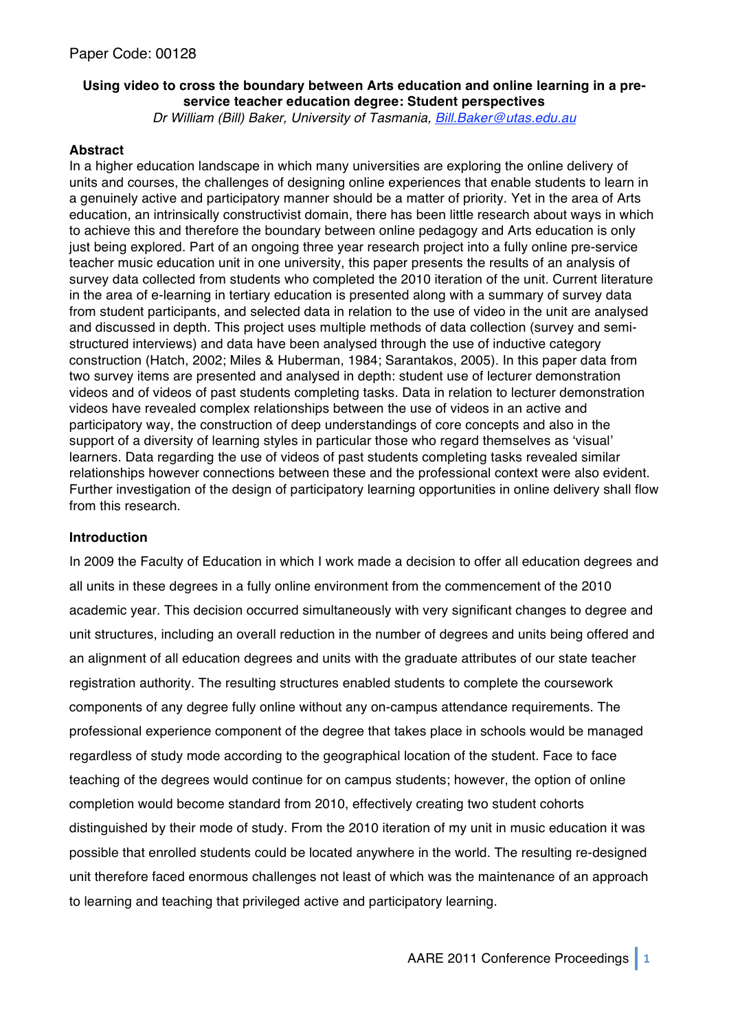Paper Code: 00128

**Using video to cross the boundary between Arts education and online learning in a pre-service teacher education degree: Student perspectives**

*Dr William (Bill) Baker, University of Tasmania, Bill.Baker@utas.edu.au*

## Abstract

In a higher education landscape in which many universities are exploring the online delivery of units and courses, the challenges of designing online experiences that enable students to learn in a genuinely active and participatory manner should be a matter of priority. Yet in the area of Arts education, an intrinsically constructivist domain, there has been little research about ways in which to achieve this and therefore the boundary between online pedagogy and Arts education is only just being explored. Part of an ongoing three year research project into a fully online pre-service teacher music education unit in one university, this paper presents the results of an analysis of survey data collected from students who completed the 2010 iteration of the unit. Current literature in the area of e-learning in tertiary education is presented along with a summary of survey data from student participants, and selected data in relation to the use of video in the unit are analysed and discussed in depth. This project uses multiple methods of data collection (survey and semi-structured interviews) and data have been analysed through the use of inductive category construction (Hatch, 2002; Miles & Huberman, 1984; Sarantakos, 2005). In this paper data from two survey items are presented and analysed in depth: student use of lecturer demonstration videos and of videos of past students completing tasks. Data in relation to lecturer demonstration videos have revealed complex relationships between the use of videos in an active and participatory way, the construction of deep understandings of core concepts and also in the support of a diversity of learning styles in particular those who regard themselves as 'visual' learners. Data regarding the use of videos of past students completing tasks revealed similar relationships however connections between these and the professional context were also evident. Further investigation of the design of participatory learning opportunities in online delivery shall flow from this research.

## Introduction

In 2009 the Faculty of Education in which I work made a decision to offer all education degrees and all units in these degrees in a fully online environment from the commencement of the 2010 academic year. This decision occurred simultaneously with very significant changes to degree and unit structures, including an overall reduction in the number of degrees and units being offered and an alignment of all education degrees and units with the graduate attributes of our state teacher registration authority. The resulting structures enabled students to complete the coursework components of any degree fully online without any on-campus attendance requirements. The professional experience component of the degree that takes place in schools would be managed regardless of study mode according to the geographical location of the student. Face to face teaching of the degrees would continue for on campus students; however, the option of online completion would become standard from 2010, effectively creating two student cohorts distinguished by their mode of study. From the 2010 iteration of my unit in music education it was possible that enrolled students could be located anywhere in the world. The resulting re-designed unit therefore faced enormous challenges not least of which was the maintenance of an approach to learning and teaching that privileged active and participatory learning.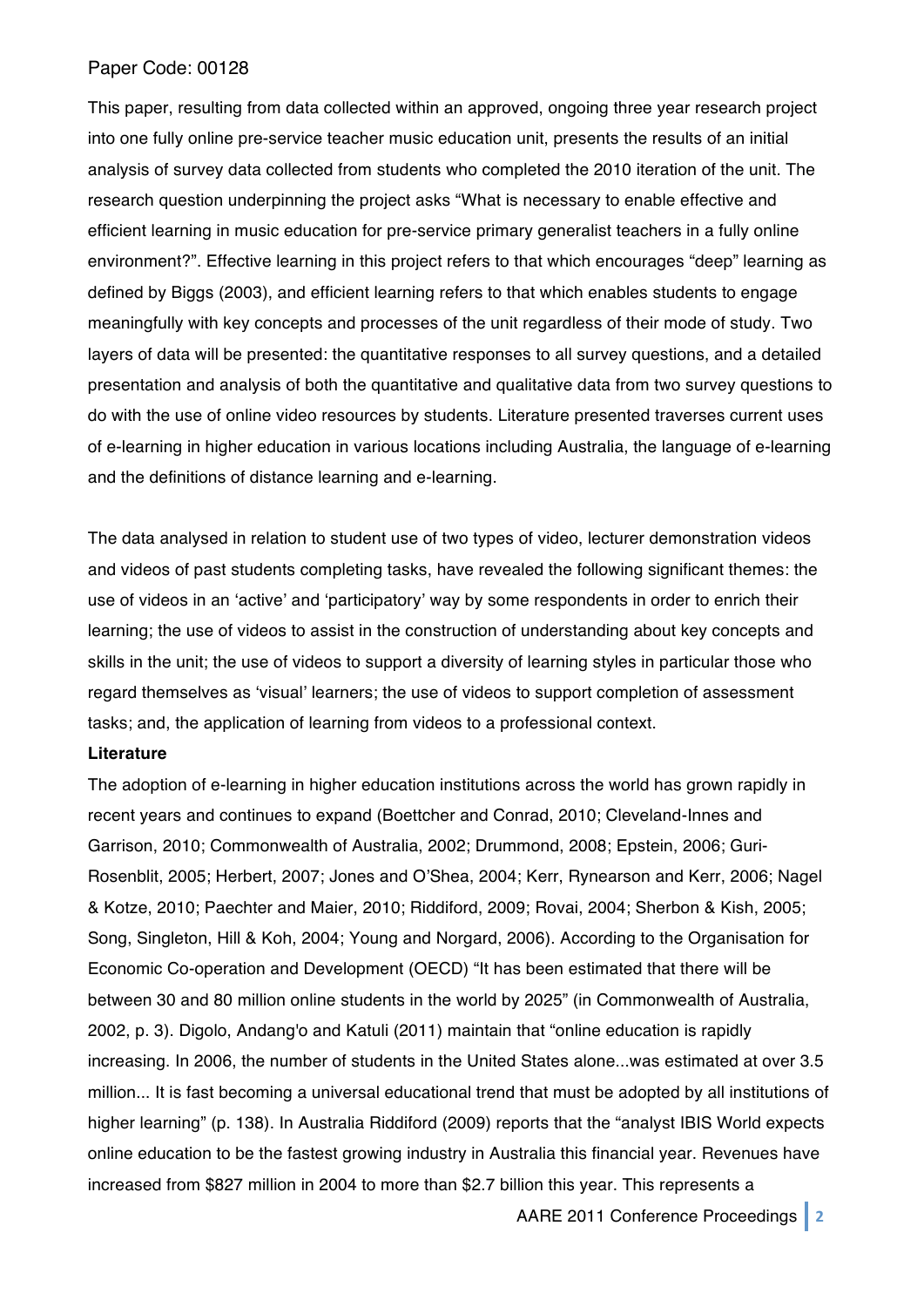Paper Code: 00128

This paper, resulting from data collected within an approved, ongoing three year research project into one fully online pre-service teacher music education unit, presents the results of an initial analysis of survey data collected from students who completed the 2010 iteration of the unit. The research question underpinning the project asks "What is necessary to enable effective and efficient learning in music education for pre-service primary generalist teachers in a fully online environment?". Effective learning in this project refers to that which encourages "deep" learning as defined by Biggs (2003), and efficient learning refers to that which enables students to engage meaningfully with key concepts and processes of the unit regardless of their mode of study. Two layers of data will be presented: the quantitative responses to all survey questions, and a detailed presentation and analysis of both the quantitative and qualitative data from two survey questions to do with the use of online video resources by students. Literature presented traverses current uses of e-learning in higher education in various locations including Australia, the language of e-learning and the definitions of distance learning and e-learning.

The data analysed in relation to student use of two types of video, lecturer demonstration videos and videos of past students completing tasks, have revealed the following significant themes: the use of videos in an 'active' and 'participatory' way by some respondents in order to enrich their learning; the use of videos to assist in the construction of understanding about key concepts and skills in the unit; the use of videos to support a diversity of learning styles in particular those who regard themselves as 'visual' learners; the use of videos to support completion of assessment tasks; and, the application of learning from videos to a professional context.

**Literature**

The adoption of e-learning in higher education institutions across the world has grown rapidly in recent years and continues to expand (Boettcher and Conrad, 2010; Cleveland-Innes and Garrison, 2010; Commonwealth of Australia, 2002; Drummond, 2008; Epstein, 2006; Guri-Rosenblit, 2005; Herbert, 2007; Jones and O'Shea, 2004; Kerr, Rynearson and Kerr, 2006; Nagel & Kotze, 2010; Paechter and Maier, 2010; Riddiford, 2009; Rovai, 2004; Sherbon & Kish, 2005; Song, Singleton, Hill & Koh, 2004; Young and Norgard, 2006). According to the Organisation for Economic Co-operation and Development (OECD) "It has been estimated that there will be between 30 and 80 million online students in the world by 2025" (in Commonwealth of Australia, 2002, p. 3). Digolo, Andang'o and Katuli (2011) maintain that "online education is rapidly increasing. In 2006, the number of students in the United States alone...was estimated at over 3.5 million... It is fast becoming a universal educational trend that must be adopted by all institutions of higher learning" (p. 138). In Australia Riddiford (2009) reports that the "analyst IBIS World expects online education to be the fastest growing industry in Australia this financial year. Revenues have increased from $827 million in 2004 to more than $2.7 billion this year. This represents a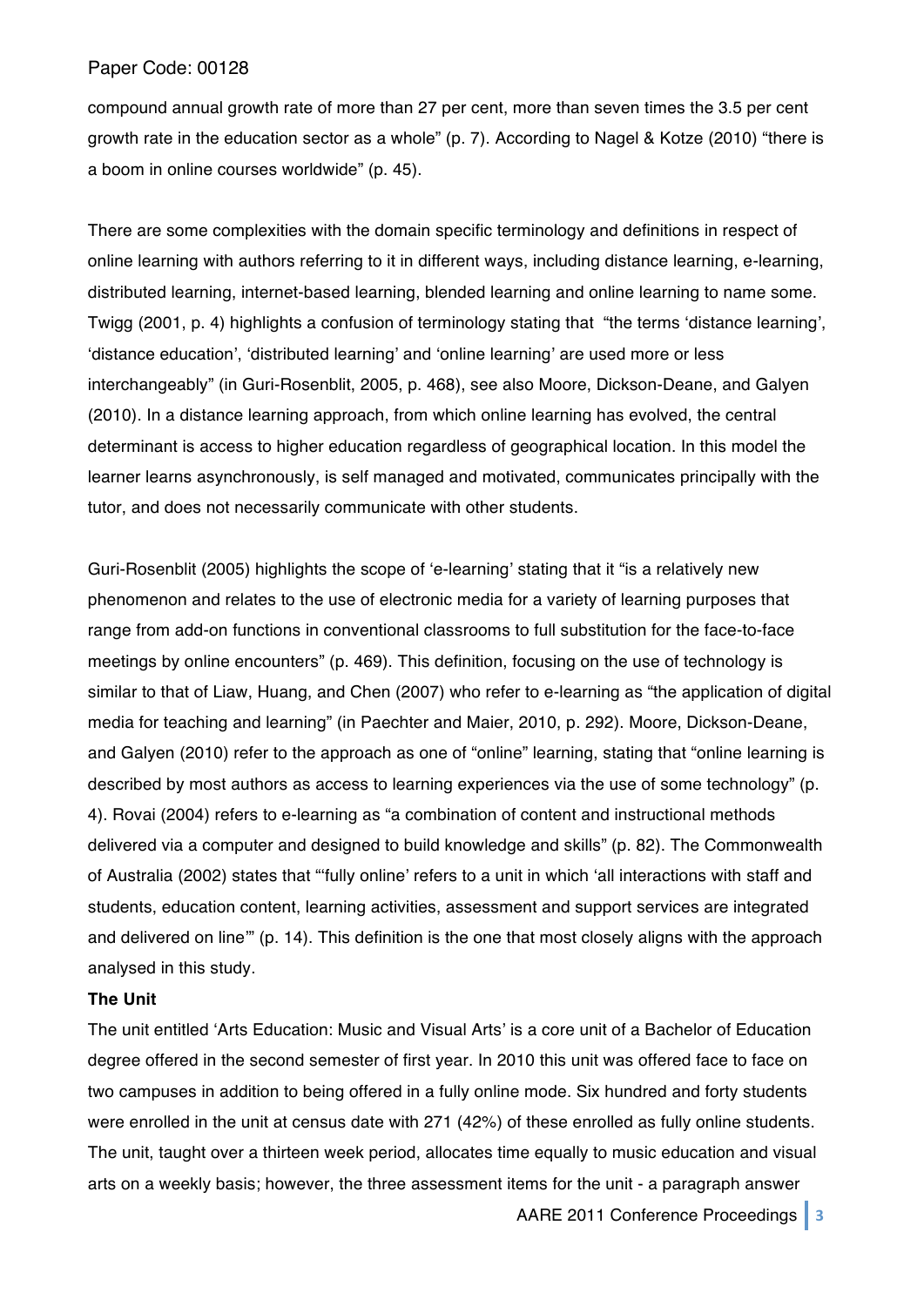compound annual growth rate of more than 27 per cent, more than seven times the 3.5 per cent growth rate in the education sector as a whole" (p. 7). According to Nagel & Kotze (2010) "there is a boom in online courses worldwide" (p. 45).

There are some complexities with the domain specific terminology and definitions in respect of online learning with authors referring to it in different ways, including distance learning, e-learning, distributed learning, internet-based learning, blended learning and online learning to name some. Twigg (2001, p. 4) highlights a confusion of terminology stating that "the terms 'distance learning', 'distance education', 'distributed learning' and 'online learning' are used more or less interchangeably" (in Guri-Rosenblit, 2005, p. 468), see also Moore, Dickson-Deane, and Galyen (2010). In a distance learning approach, from which online learning has evolved, the central determinant is access to higher education regardless of geographical location. In this model the learner learns asynchronously, is self managed and motivated, communicates principally with the tutor, and does not necessarily communicate with other students.

Guri-Rosenblit (2005) highlights the scope of 'e-learning' stating that it "is a relatively new phenomenon and relates to the use of electronic media for a variety of learning purposes that range from add-on functions in conventional classrooms to full substitution for the face-to-face meetings by online encounters" (p. 469). This definition, focusing on the use of technology is similar to that of Liaw, Huang, and Chen (2007) who refer to e-learning as "the application of digital media for teaching and learning" (in Paechter and Maier, 2010, p. 292). Moore, Dickson-Deane, and Galyen (2010) refer to the approach as one of "online" learning, stating that "online learning is described by most authors as access to learning experiences via the use of some technology" (p. 4). Rovai (2004) refers to e-learning as "a combination of content and instructional methods delivered via a computer and designed to build knowledge and skills" (p. 82). The Commonwealth of Australia (2002) states that "'fully online' refers to a unit in which 'all interactions with staff and students, education content, learning activities, assessment and support services are integrated and delivered on line'" (p. 14). This definition is the one that most closely aligns with the approach analysed in this study.

**The Unit**

The unit entitled 'Arts Education: Music and Visual Arts' is a core unit of a Bachelor of Education degree offered in the second semester of first year. In 2010 this unit was offered face to face on two campuses in addition to being offered in a fully online mode. Six hundred and forty students were enrolled in the unit at census date with 271 (42%) of these enrolled as fully online students. The unit, taught over a thirteen week period, allocates time equally to music education and visual arts on a weekly basis; however, the three assessment items for the unit - a paragraph answer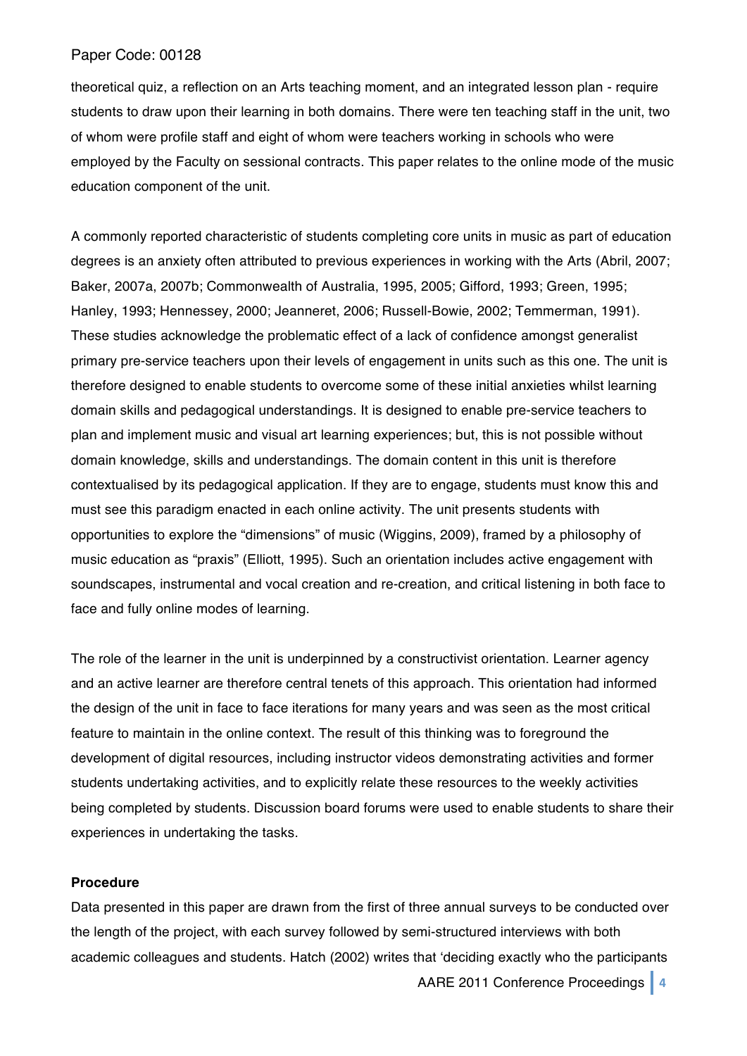theoretical quiz, a reflection on an Arts teaching moment, and an integrated lesson plan - require students to draw upon their learning in both domains. There were ten teaching staff in the unit, two of whom were profile staff and eight of whom were teachers working in schools who were employed by the Faculty on sessional contracts. This paper relates to the online mode of the music education component of the unit.

A commonly reported characteristic of students completing core units in music as part of education degrees is an anxiety often attributed to previous experiences in working with the Arts (Abril, 2007; Baker, 2007a, 2007b; Commonwealth of Australia, 1995, 2005; Gifford, 1993; Green, 1995; Hanley, 1993; Hennessey, 2000; Jeanneret, 2006; Russell-Bowie, 2002; Temmerman, 1991). These studies acknowledge the problematic effect of a lack of confidence amongst generalist primary pre-service teachers upon their levels of engagement in units such as this one. The unit is therefore designed to enable students to overcome some of these initial anxieties whilst learning domain skills and pedagogical understandings. It is designed to enable pre-service teachers to plan and implement music and visual art learning experiences; but, this is not possible without domain knowledge, skills and understandings. The domain content in this unit is therefore contextualised by its pedagogical application. If they are to engage, students must know this and must see this paradigm enacted in each online activity. The unit presents students with opportunities to explore the "dimensions" of music (Wiggins, 2009), framed by a philosophy of music education as "praxis" (Elliott, 1995). Such an orientation includes active engagement with soundscapes, instrumental and vocal creation and re-creation, and critical listening in both face to face and fully online modes of learning.

The role of the learner in the unit is underpinned by a constructivist orientation. Learner agency and an active learner are therefore central tenets of this approach. This orientation had informed the design of the unit in face to face iterations for many years and was seen as the most critical feature to maintain in the online context. The result of this thinking was to foreground the development of digital resources, including instructor videos demonstrating activities and former students undertaking activities, and to explicitly relate these resources to the weekly activities being completed by students. Discussion board forums were used to enable students to share their experiences in undertaking the tasks.

**Procedure**

Data presented in this paper are drawn from the first of three annual surveys to be conducted over the length of the project, with each survey followed by semi-structured interviews with both academic colleagues and students. Hatch (2002) writes that 'deciding exactly who the participants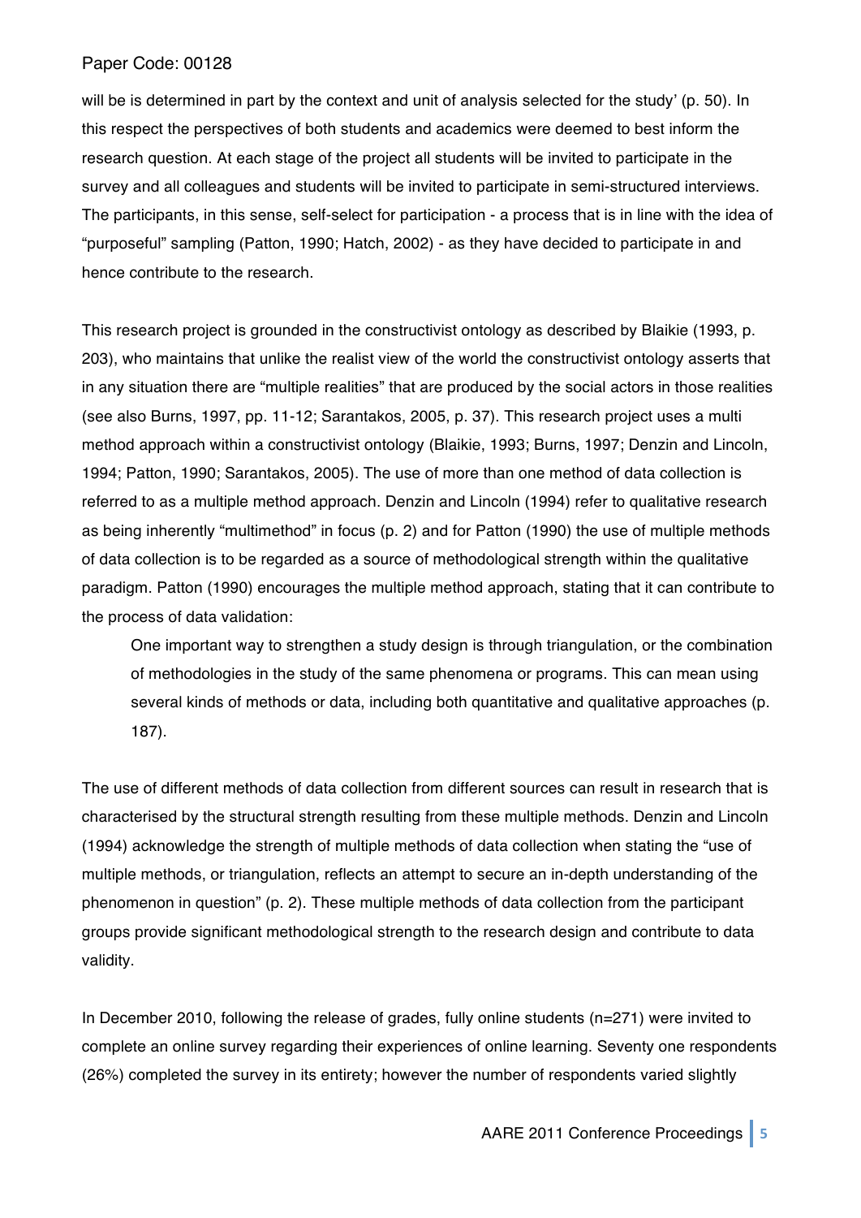will be is determined in part by the context and unit of analysis selected for the study' (p. 50). In this respect the perspectives of both students and academics were deemed to best inform the research question. At each stage of the project all students will be invited to participate in the survey and all colleagues and students will be invited to participate in semi-structured interviews. The participants, in this sense, self-select for participation - a process that is in line with the idea of "purposeful" sampling (Patton, 1990; Hatch, 2002) - as they have decided to participate in and hence contribute to the research.

This research project is grounded in the constructivist ontology as described by Blaikie (1993, p. 203), who maintains that unlike the realist view of the world the constructivist ontology asserts that in any situation there are "multiple realities" that are produced by the social actors in those realities (see also Burns, 1997, pp. 11-12; Sarantakos, 2005, p. 37). This research project uses a multi method approach within a constructivist ontology (Blaikie, 1993; Burns, 1997; Denzin and Lincoln, 1994; Patton, 1990; Sarantakos, 2005). The use of more than one method of data collection is referred to as a multiple method approach. Denzin and Lincoln (1994) refer to qualitative research as being inherently "multimethod" in focus (p. 2) and for Patton (1990) the use of multiple methods of data collection is to be regarded as a source of methodological strength within the qualitative paradigm. Patton (1990) encourages the multiple method approach, stating that it can contribute to the process of data validation:

> One important way to strengthen a study design is through triangulation, or the combination of methodologies in the study of the same phenomena or programs. This can mean using several kinds of methods or data, including both quantitative and qualitative approaches (p. 187).

The use of different methods of data collection from different sources can result in research that is characterised by the structural strength resulting from these multiple methods. Denzin and Lincoln (1994) acknowledge the strength of multiple methods of data collection when stating the "use of multiple methods, or triangulation, reflects an attempt to secure an in-depth understanding of the phenomenon in question" (p. 2). These multiple methods of data collection from the participant groups provide significant methodological strength to the research design and contribute to data validity.

In December 2010, following the release of grades, fully online students (n=271) were invited to complete an online survey regarding their experiences of online learning. Seventy one respondents (26%) completed the survey in its entirety; however the number of respondents varied slightly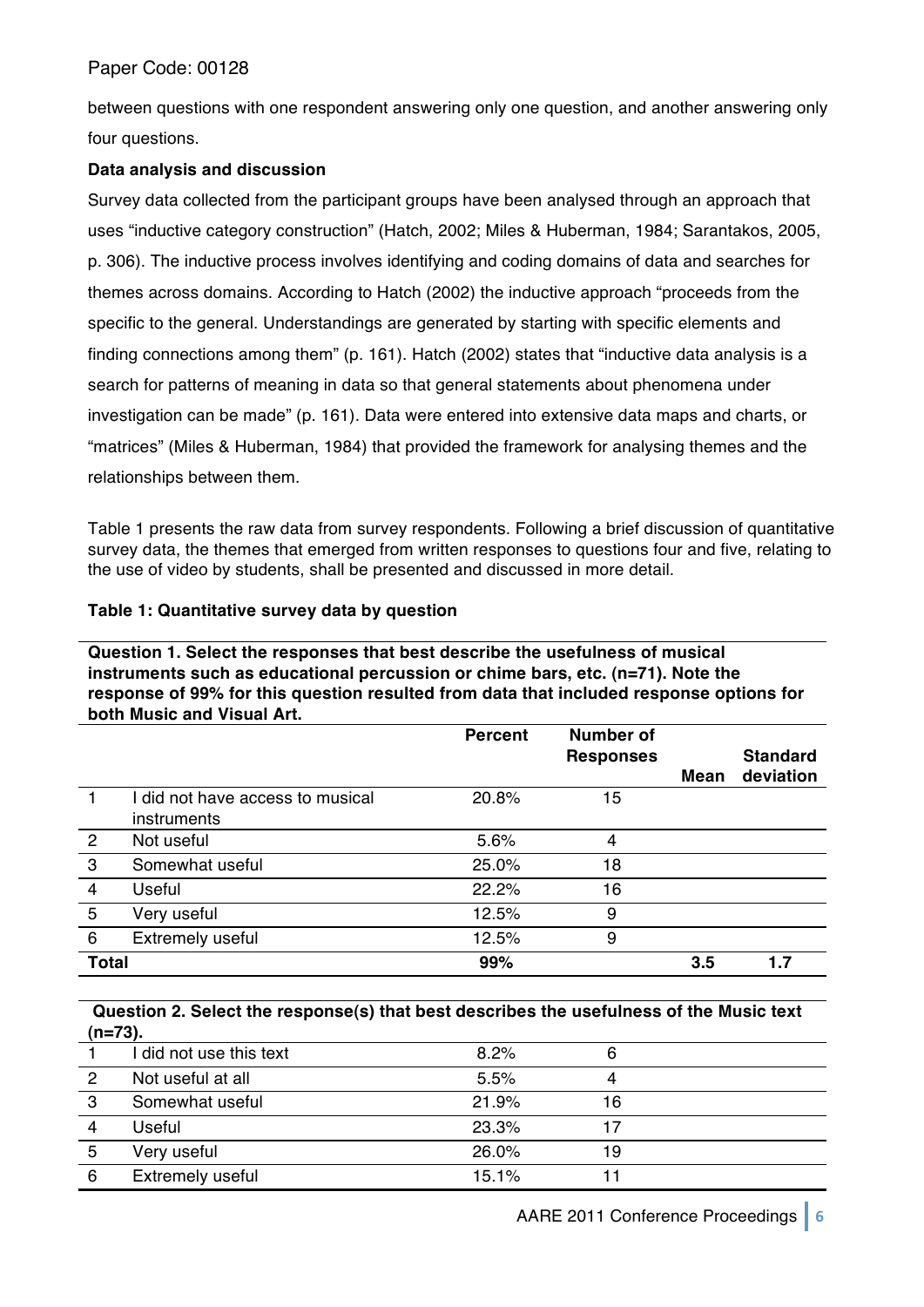between questions with one respondent answering only one question, and another answering only four questions.

**Data analysis and discussion**

Survey data collected from the participant groups have been analysed through an approach that uses "inductive category construction" (Hatch, 2002; Miles & Huberman, 1984; Sarantakos, 2005, p. 306). The inductive process involves identifying and coding domains of data and searches for themes across domains. According to Hatch (2002) the inductive approach "proceeds from the specific to the general. Understandings are generated by starting with specific elements and finding connections among them" (p. 161). Hatch (2002) states that "inductive data analysis is a search for patterns of meaning in data so that general statements about phenomena under investigation can be made" (p. 161). Data were entered into extensive data maps and charts, or "matrices" (Miles & Huberman, 1984) that provided the framework for analysing themes and the relationships between them.

Table 1 presents the raw data from survey respondents. Following a brief discussion of quantitative survey data, the themes that emerged from written responses to questions four and five, relating to the use of video by students, shall be presented and discussed in more detail.

**Table 1: Quantitative survey data by question**

**Question 1. Select the responses that best describe the usefulness of musical instruments such as educational percussion or chime bars, etc. (n=71). Note the response of 99% for this question resulted from data that included response options for both Music and Visual Art.**

| | | Percent | Number of Responses | Mean | Standard deviation |
|---|---|---|---|---|---|
| 1 | I did not have access to musical instruments | 20.8% | 15 | | |
| 2 | Not useful | 5.6% | 4 | | |
| 3 | Somewhat useful | 25.0% | 18 | | |
| 4 | Useful | 22.2% | 16 | | |
| 5 | Very useful | 12.5% | 9 | | |
| 6 | Extremely useful | 12.5% | 9 | | |
| **Total** | | **99%** | | **3.5** | **1.7** |

**Question 2. Select the response(s) that best describes the usefulness of the Music text (n=73).**

| | | Percent | Number of Responses | Mean | Standard deviation |
|---|---|---|---|---|---|
| 1 | I did not use this text | 8.2% | 6 | | |
| 2 | Not useful at all | 5.5% | 4 | | |
| 3 | Somewhat useful | 21.9% | 16 | | |
| 4 | Useful | 23.3% | 17 | | |
| 5 | Very useful | 26.0% | 19 | | |
| 6 | Extremely useful | 15.1% | 11 | | |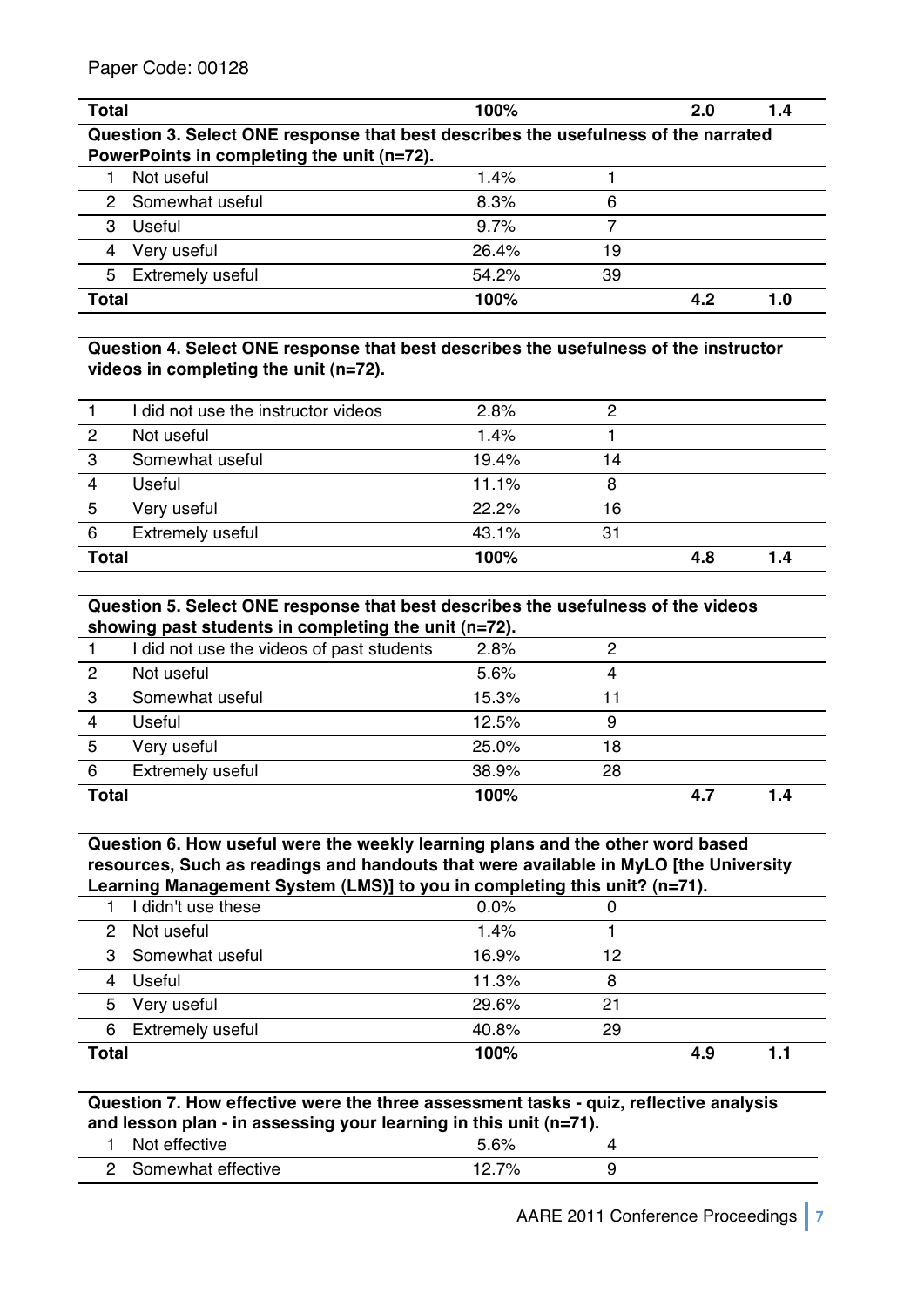| | | | | | |
|---|---|---|---|---|---|
| **Total** | | **100%** | | **2.0** | **1.4** |

**Question 3. Select ONE response that best describes the usefulness of the narrated PowerPoints in completing the unit (n=72).**

| | | | | | |
|---|---|---|---|---|---|
| 1 | Not useful | 1.4% | 1 | | |
| 2 | Somewhat useful | 8.3% | 6 | | |
| 3 | Useful | 9.7% | 7 | | |
| 4 | Very useful | 26.4% | 19 | | |
| 5 | Extremely useful | 54.2% | 39 | | |
| **Total** | | **100%** | | **4.2** | **1.0** |

**Question 4. Select ONE response that best describes the usefulness of the instructor videos in completing the unit (n=72).**

| | | | | | |
|---|---|---|---|---|---|
| 1 | I did not use the instructor videos | 2.8% | 2 | | |
| 2 | Not useful | 1.4% | 1 | | |
| 3 | Somewhat useful | 19.4% | 14 | | |
| 4 | Useful | 11.1% | 8 | | |
| 5 | Very useful | 22.2% | 16 | | |
| 6 | Extremely useful | 43.1% | 31 | | |
| **Total** | | **100%** | | **4.8** | **1.4** |

**Question 5. Select ONE response that best describes the usefulness of the videos showing past students in completing the unit (n=72).**

| | | | | | |
|---|---|---|---|---|---|
| 1 | I did not use the videos of past students | 2.8% | 2 | | |
| 2 | Not useful | 5.6% | 4 | | |
| 3 | Somewhat useful | 15.3% | 11 | | |
| 4 | Useful | 12.5% | 9 | | |
| 5 | Very useful | 25.0% | 18 | | |
| 6 | Extremely useful | 38.9% | 28 | | |
| **Total** | | **100%** | | **4.7** | **1.4** |

**Question 6. How useful were the weekly learning plans and the other word based resources, Such as readings and handouts that were available in MyLO [the University Learning Management System (LMS)] to you in completing this unit? (n=71).**

| | | | | | |
|---|---|---|---|---|---|
| 1 | I didn't use these | 0.0% | 0 | | |
| 2 | Not useful | 1.4% | 1 | | |
| 3 | Somewhat useful | 16.9% | 12 | | |
| 4 | Useful | 11.3% | 8 | | |
| 5 | Very useful | 29.6% | 21 | | |
| 6 | Extremely useful | 40.8% | 29 | | |
| **Total** | | **100%** | | **4.9** | **1.1** |

**Question 7. How effective were the three assessment tasks - quiz, reflective analysis and lesson plan - in assessing your learning in this unit (n=71).**

| | | | |
|---|---|---|---|
| 1 | Not effective | 5.6% | 4 |
| 2 | Somewhat effective | 12.7% | 9 |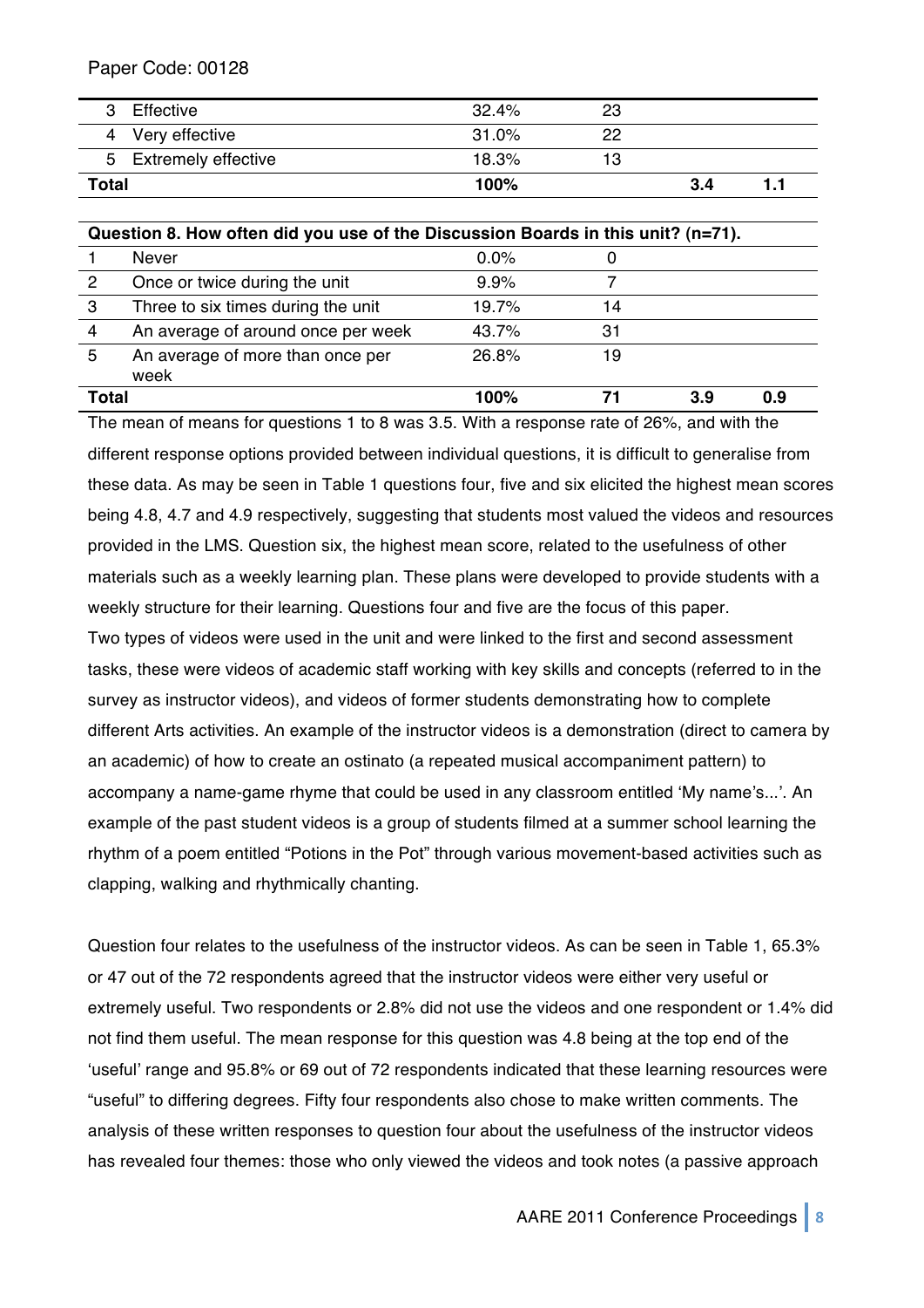| | | | | | |
|---|---|---|---|---|---|
| 3 | Effective | 32.4% | 23 | | |
| 4 | Very effective | 31.0% | 22 | | |
| 5 | Extremely effective | 18.3% | 13 | | |
| **Total** | | **100%** | | **3.4** | **1.1** |

| **Question 8. How often did you use of the Discussion Boards in this unit? (n=71).** | | | | | |
|---|---|---|---|---|---|
| 1 | Never | 0.0% | 0 | | |
| 2 | Once or twice during the unit | 9.9% | 7 | | |
| 3 | Three to six times during the unit | 19.7% | 14 | | |
| 4 | An average of around once per week | 43.7% | 31 | | |
| 5 | An average of more than once per week | 26.8% | 19 | | |
| **Total** | | **100%** | **71** | **3.9** | **0.9** |

The mean of means for questions 1 to 8 was 3.5. With a response rate of 26%, and with the different response options provided between individual questions, it is difficult to generalise from these data. As may be seen in Table 1 questions four, five and six elicited the highest mean scores being 4.8, 4.7 and 4.9 respectively, suggesting that students most valued the videos and resources provided in the LMS. Question six, the highest mean score, related to the usefulness of other materials such as a weekly learning plan. These plans were developed to provide students with a weekly structure for their learning. Questions four and five are the focus of this paper.

Two types of videos were used in the unit and were linked to the first and second assessment tasks, these were videos of academic staff working with key skills and concepts (referred to in the survey as instructor videos), and videos of former students demonstrating how to complete different Arts activities. An example of the instructor videos is a demonstration (direct to camera by an academic) of how to create an ostinato (a repeated musical accompaniment pattern) to accompany a name-game rhyme that could be used in any classroom entitled 'My name's...'. An example of the past student videos is a group of students filmed at a summer school learning the rhythm of a poem entitled "Potions in the Pot" through various movement-based activities such as clapping, walking and rhythmically chanting.

Question four relates to the usefulness of the instructor videos. As can be seen in Table 1, 65.3% or 47 out of the 72 respondents agreed that the instructor videos were either very useful or extremely useful. Two respondents or 2.8% did not use the videos and one respondent or 1.4% did not find them useful. The mean response for this question was 4.8 being at the top end of the 'useful' range and 95.8% or 69 out of 72 respondents indicated that these learning resources were "useful" to differing degrees. Fifty four respondents also chose to make written comments. The analysis of these written responses to question four about the usefulness of the instructor videos has revealed four themes: those who only viewed the videos and took notes (a passive approach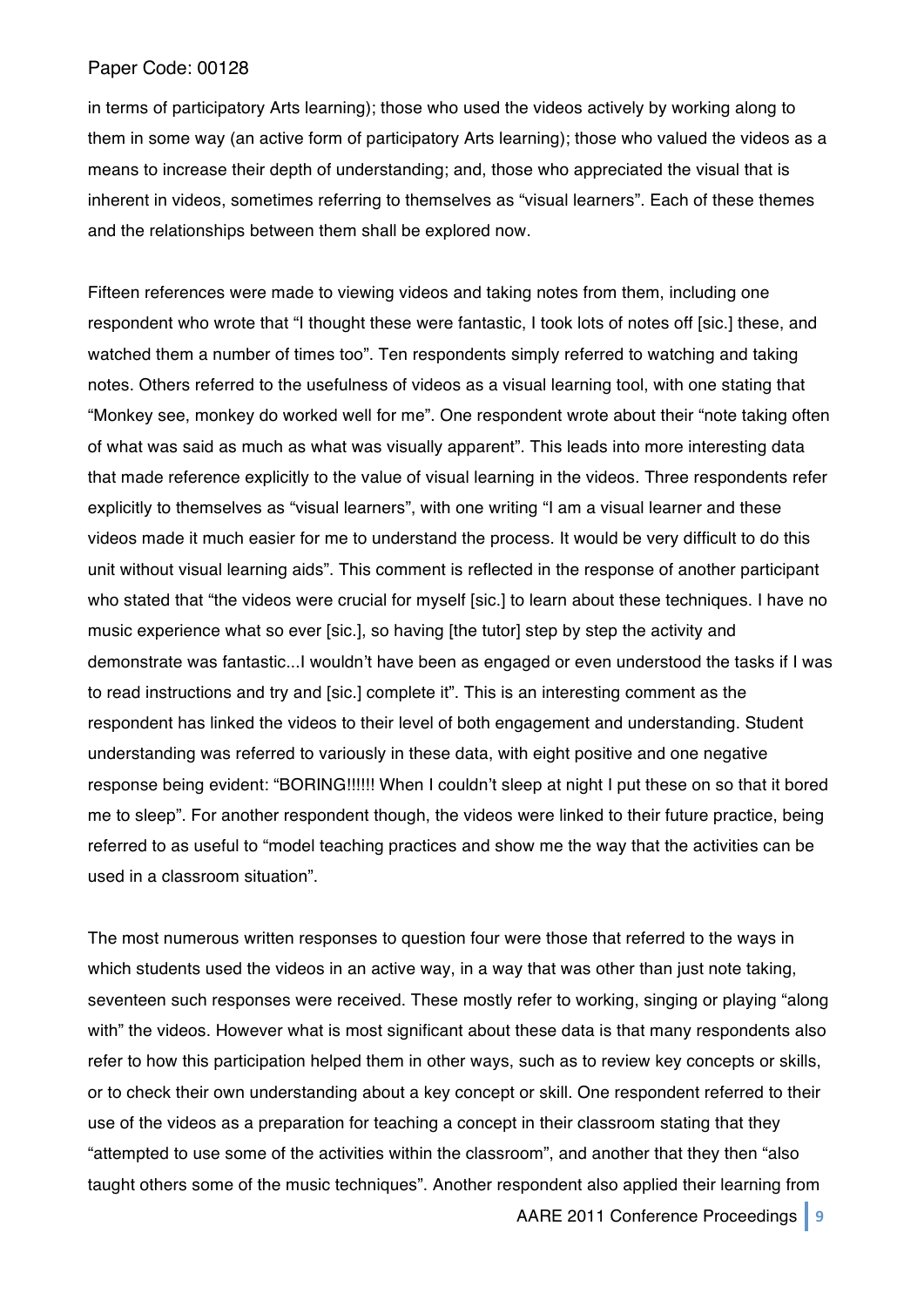in terms of participatory Arts learning); those who used the videos actively by working along to them in some way (an active form of participatory Arts learning); those who valued the videos as a means to increase their depth of understanding; and, those who appreciated the visual that is inherent in videos, sometimes referring to themselves as "visual learners". Each of these themes and the relationships between them shall be explored now.

Fifteen references were made to viewing videos and taking notes from them, including one respondent who wrote that "I thought these were fantastic, I took lots of notes off [sic.] these, and watched them a number of times too". Ten respondents simply referred to watching and taking notes. Others referred to the usefulness of videos as a visual learning tool, with one stating that "Monkey see, monkey do worked well for me". One respondent wrote about their "note taking often of what was said as much as what was visually apparent". This leads into more interesting data that made reference explicitly to the value of visual learning in the videos. Three respondents refer explicitly to themselves as "visual learners", with one writing "I am a visual learner and these videos made it much easier for me to understand the process. It would be very difficult to do this unit without visual learning aids". This comment is reflected in the response of another participant who stated that "the videos were crucial for myself [sic.] to learn about these techniques. I have no music experience what so ever [sic.], so having [the tutor] step by step the activity and demonstrate was fantastic...I wouldn't have been as engaged or even understood the tasks if I was to read instructions and try and [sic.] complete it". This is an interesting comment as the respondent has linked the videos to their level of both engagement and understanding. Student understanding was referred to variously in these data, with eight positive and one negative response being evident: "BORING!!!!!! When I couldn't sleep at night I put these on so that it bored me to sleep". For another respondent though, the videos were linked to their future practice, being referred to as useful to "model teaching practices and show me the way that the activities can be used in a classroom situation".

The most numerous written responses to question four were those that referred to the ways in which students used the videos in an active way, in a way that was other than just note taking, seventeen such responses were received. These mostly refer to working, singing or playing "along with" the videos. However what is most significant about these data is that many respondents also refer to how this participation helped them in other ways, such as to review key concepts or skills, or to check their own understanding about a key concept or skill. One respondent referred to their use of the videos as a preparation for teaching a concept in their classroom stating that they "attempted to use some of the activities within the classroom", and another that they then "also taught others some of the music techniques". Another respondent also applied their learning from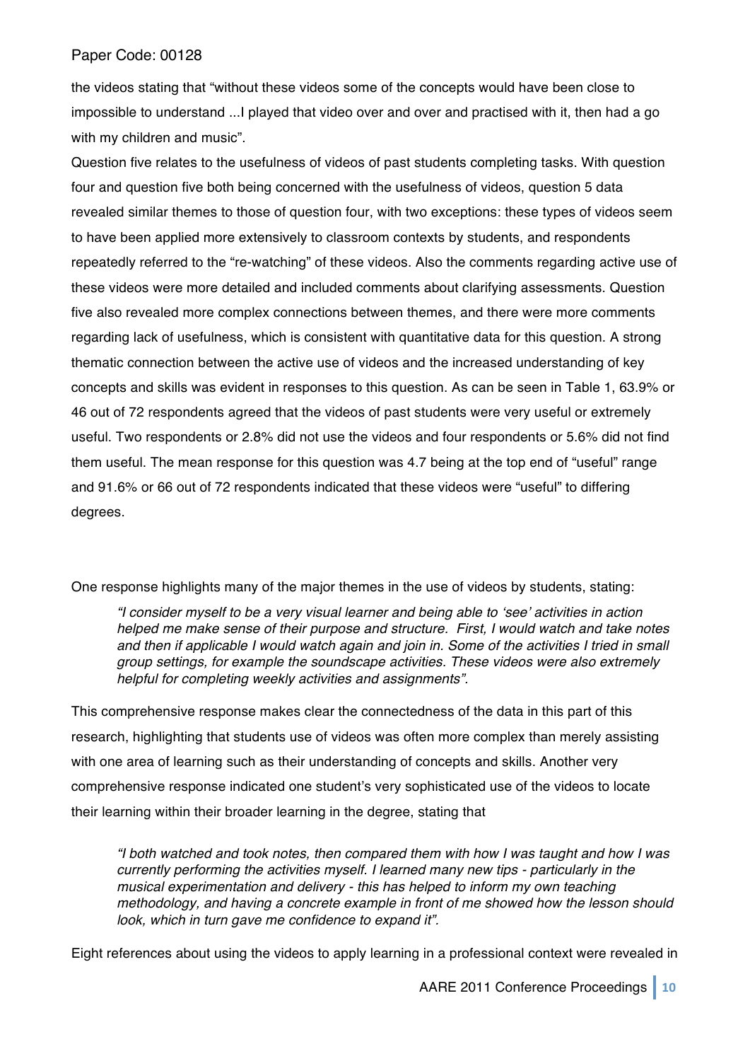the videos stating that "without these videos some of the concepts would have been close to impossible to understand ...I played that video over and over and practised with it, then had a go with my children and music".

Question five relates to the usefulness of videos of past students completing tasks. With question four and question five both being concerned with the usefulness of videos, question 5 data revealed similar themes to those of question four, with two exceptions: these types of videos seem to have been applied more extensively to classroom contexts by students, and respondents repeatedly referred to the "re-watching" of these videos. Also the comments regarding active use of these videos were more detailed and included comments about clarifying assessments. Question five also revealed more complex connections between themes, and there were more comments regarding lack of usefulness, which is consistent with quantitative data for this question. A strong thematic connection between the active use of videos and the increased understanding of key concepts and skills was evident in responses to this question. As can be seen in Table 1, 63.9% or 46 out of 72 respondents agreed that the videos of past students were very useful or extremely useful. Two respondents or 2.8% did not use the videos and four respondents or 5.6% did not find them useful. The mean response for this question was 4.7 being at the top end of "useful" range and 91.6% or 66 out of 72 respondents indicated that these videos were "useful" to differing degrees.

One response highlights many of the major themes in the use of videos by students, stating:

> *"I consider myself to be a very visual learner and being able to 'see' activities in action helped me make sense of their purpose and structure. First, I would watch and take notes and then if applicable I would watch again and join in. Some of the activities I tried in small group settings, for example the soundscape activities. These videos were also extremely helpful for completing weekly activities and assignments".*

This comprehensive response makes clear the connectedness of the data in this part of this research, highlighting that students use of videos was often more complex than merely assisting with one area of learning such as their understanding of concepts and skills. Another very comprehensive response indicated one student's very sophisticated use of the videos to locate their learning within their broader learning in the degree, stating that

> *"I both watched and took notes, then compared them with how I was taught and how I was currently performing the activities myself. I learned many new tips - particularly in the musical experimentation and delivery - this has helped to inform my own teaching methodology, and having a concrete example in front of me showed how the lesson should look, which in turn gave me confidence to expand it".*

Eight references about using the videos to apply learning in a professional context were revealed in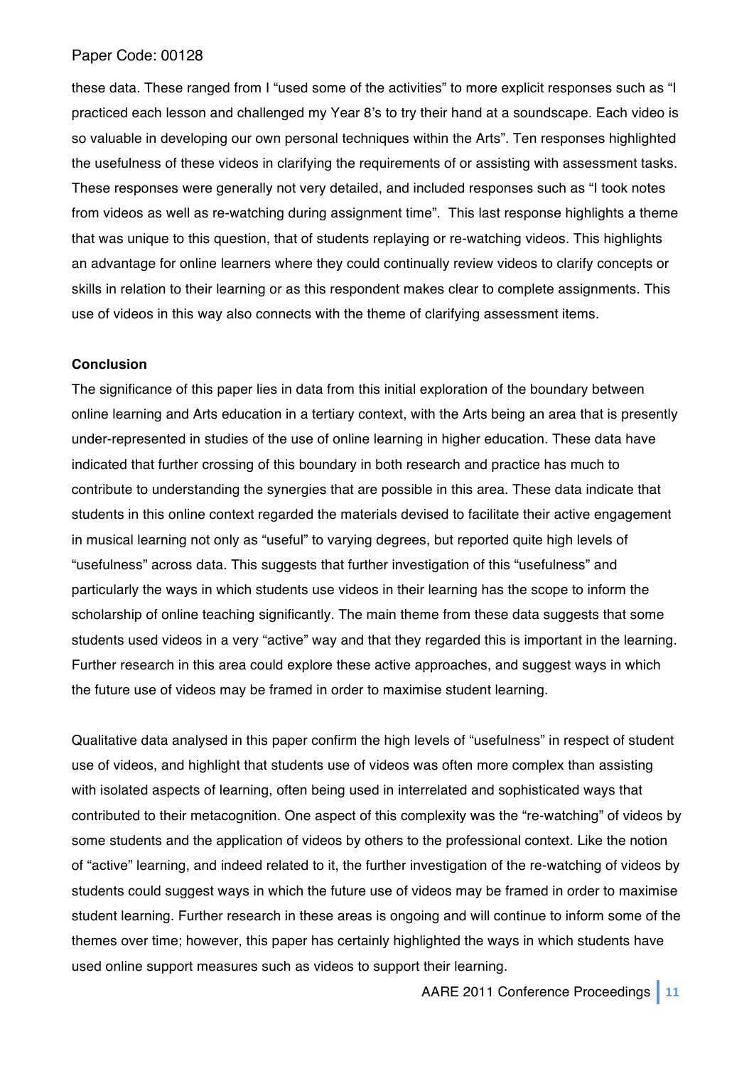these data. These ranged from I "used some of the activities" to more explicit responses such as "I practiced each lesson and challenged my Year 8's to try their hand at a soundscape. Each video is so valuable in developing our own personal techniques within the Arts". Ten responses highlighted the usefulness of these videos in clarifying the requirements of or assisting with assessment tasks. These responses were generally not very detailed, and included responses such as "I took notes from videos as well as re-watching during assignment time". This last response highlights a theme that was unique to this question, that of students replaying or re-watching videos. This highlights an advantage for online learners where they could continually review videos to clarify concepts or skills in relation to their learning or as this respondent makes clear to complete assignments. This use of videos in this way also connects with the theme of clarifying assessment items.

**Conclusion**

The significance of this paper lies in data from this initial exploration of the boundary between online learning and Arts education in a tertiary context, with the Arts being an area that is presently under-represented in studies of the use of online learning in higher education. These data have indicated that further crossing of this boundary in both research and practice has much to contribute to understanding the synergies that are possible in this area. These data indicate that students in this online context regarded the materials devised to facilitate their active engagement in musical learning not only as "useful" to varying degrees, but reported quite high levels of "usefulness" across data. This suggests that further investigation of this "usefulness" and particularly the ways in which students use videos in their learning has the scope to inform the scholarship of online teaching significantly. The main theme from these data suggests that some students used videos in a very "active" way and that they regarded this is important in the learning. Further research in this area could explore these active approaches, and suggest ways in which the future use of videos may be framed in order to maximise student learning.

Qualitative data analysed in this paper confirm the high levels of "usefulness" in respect of student use of videos, and highlight that students use of videos was often more complex than assisting with isolated aspects of learning, often being used in interrelated and sophisticated ways that contributed to their metacognition. One aspect of this complexity was the "re-watching" of videos by some students and the application of videos by others to the professional context. Like the notion of "active" learning, and indeed related to it, the further investigation of the re-watching of videos by students could suggest ways in which the future use of videos may be framed in order to maximise student learning. Further research in these areas is ongoing and will continue to inform some of the themes over time; however, this paper has certainly highlighted the ways in which students have used online support measures such as videos to support their learning.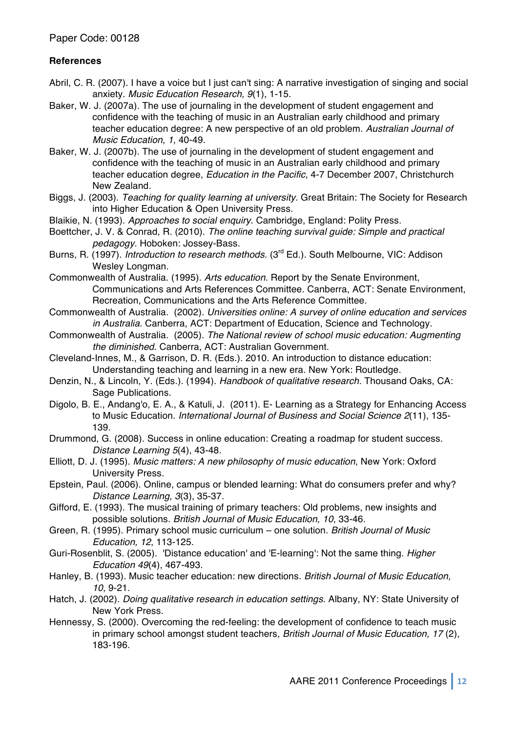**References**

Abril, C. R. (2007). I have a voice but I just can't sing: A narrative investigation of singing and social anxiety. *Music Education Research, 9*(1), 1-15.

Baker, W. J. (2007a). The use of journaling in the development of student engagement and confidence with the teaching of music in an Australian early childhood and primary teacher education degree: A new perspective of an old problem. *Australian Journal of Music Education*, *1,* 40-49.

Baker, W. J. (2007b). The use of journaling in the development of student engagement and confidence with the teaching of music in an Australian early childhood and primary teacher education degree, *Education in the Pacific*, 4-7 December 2007, Christchurch New Zealand.

Biggs, J. (2003). *Teaching for quality learning at university.* Great Britain: The Society for Research into Higher Education & Open University Press.

Blaikie, N. (1993). *Approaches to social enquiry*. Cambridge, England: Polity Press.

Boettcher, J. V. & Conrad, R. (2010). *The online teaching survival guide: Simple and practical pedagogy*. Hoboken: Jossey-Bass.

Burns, R. (1997). *Introduction to research methods.* (3rd Ed.). South Melbourne, VIC: Addison Wesley Longman.

Commonwealth of Australia. (1995). *Arts education*. Report by the Senate Environment, Communications and Arts References Committee. Canberra, ACT: Senate Environment, Recreation, Communications and the Arts Reference Committee.

Commonwealth of Australia. (2002). *Universities online: A survey of online education and services in Australia*. Canberra, ACT: Department of Education, Science and Technology.

Commonwealth of Australia. (2005). *The National review of school music education: Augmenting the diminished.* Canberra, ACT: Australian Government.

Cleveland-Innes, M., & Garrison, D. R. (Eds.). 2010. An introduction to distance education: Understanding teaching and learning in a new era. New York: Routledge.

Denzin, N., & Lincoln, Y. (Eds.). (1994). *Handbook of qualitative research.* Thousand Oaks, CA: Sage Publications.

Digolo, B. E., Andang'o, E. A., & Katuli, J. (2011). E- Learning as a Strategy for Enhancing Access to Music Education. *International Journal of Business and Social Science 2*(11), 135-139.

Drummond, G. (2008). Success in online education: Creating a roadmap for student success. *Distance Learning 5*(4), 43-48.

Elliott, D. J. (1995). *Music matters: A new philosophy of music education*, New York: Oxford University Press.

Epstein, Paul. (2006). Online, campus or blended learning: What do consumers prefer and why? *Distance Learning, 3*(3), 35-37.

Gifford, E. (1993). The musical training of primary teachers: Old problems, new insights and possible solutions. *British Journal of Music Education, 10*, 33-46.

Green, R. (1995). Primary school music curriculum – one solution. *British Journal of Music Education, 12*, 113-125.

Guri-Rosenblit, S. (2005). 'Distance education' and 'E-learning': Not the same thing. *Higher Education 49*(4), 467-493.

Hanley, B. (1993). Music teacher education: new directions. *British Journal of Music Education, 10*, 9-21.

Hatch, J. (2002). *Doing qualitative research in education settings*. Albany, NY: State University of New York Press.

Hennessy, S. (2000). Overcoming the red-feeling: the development of confidence to teach music in primary school amongst student teachers, *British Journal of Music Education, 17* (2), 183-196.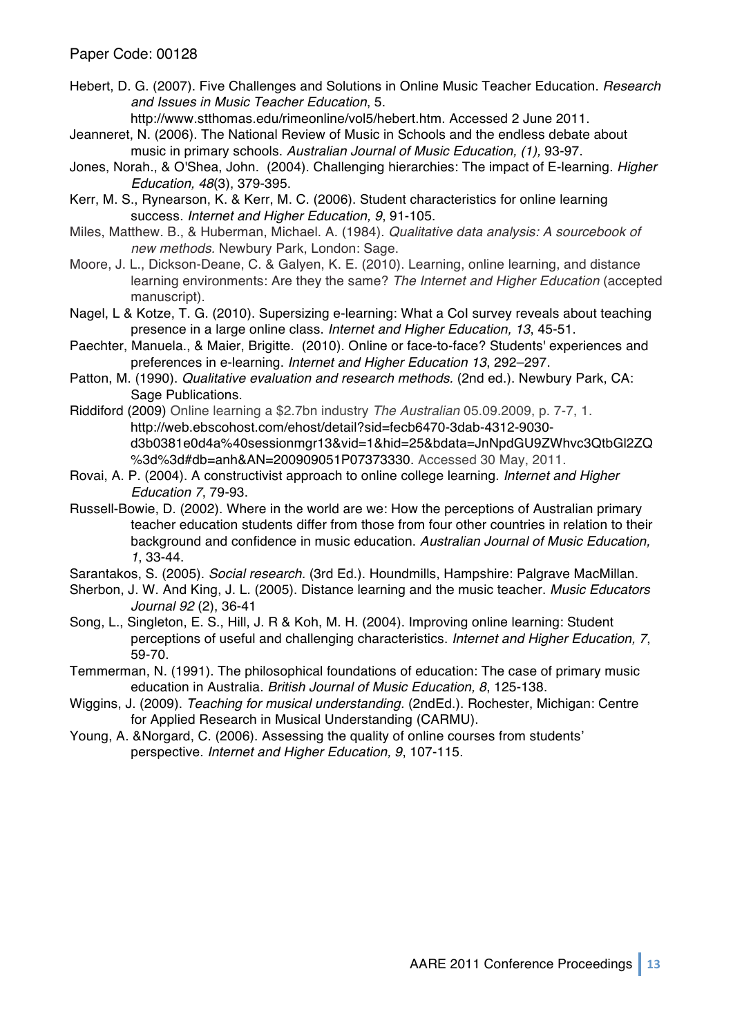Hebert, D. G. (2007). Five Challenges and Solutions in Online Music Teacher Education. *Research and Issues in Music Teacher Education*, 5. http://www.stthomas.edu/rimeonline/vol5/hebert.htm. Accessed 2 June 2011.

Jeanneret, N. (2006). The National Review of Music in Schools and the endless debate about music in primary schools. *Australian Journal of Music Education, (1),* 93-97.

Jones, Norah., & O'Shea, John. (2004). Challenging hierarchies: The impact of E-learning. *Higher Education, 48*(3), 379-395.

Kerr, M. S., Rynearson, K. & Kerr, M. C. (2006). Student characteristics for online learning success. *Internet and Higher Education, 9*, 91-105.

Miles, Matthew. B., & Huberman, Michael. A. (1984). *Qualitative data analysis: A sourcebook of new methods.* Newbury Park, London: Sage.

Moore, J. L., Dickson-Deane, C. & Galyen, K. E. (2010). Learning, online learning, and distance learning environments: Are they the same? *The Internet and Higher Education* (accepted manuscript).

Nagel, L & Kotze, T. G. (2010). Supersizing e-learning: What a CoI survey reveals about teaching presence in a large online class. *Internet and Higher Education, 13*, 45-51.

Paechter, Manuela., & Maier, Brigitte. (2010). Online or face-to-face? Students' experiences and preferences in e-learning. *Internet and Higher Education 13*, 292–297.

Patton, M. (1990). *Qualitative evaluation and research methods.* (2nd ed.). Newbury Park, CA: Sage Publications.

Riddiford (2009) Online learning a $2.7bn industry *The Australian* 05.09.2009, p. 7-7, 1. http://web.ebscohost.com/ehost/detail?sid=fecb6470-3dab-4312-9030-d3b0381e0d4a%40sessionmgr13&vid=1&hid=25&bdata=JnNpdGU9ZWhvc3QtbGl2ZQ%3d%3d#db=anh&AN=200909051P07373330. Accessed 30 May, 2011.

Rovai, A. P. (2004). A constructivist approach to online college learning. *Internet and Higher Education 7*, 79-93.

Russell-Bowie, D. (2002). Where in the world are we: How the perceptions of Australian primary teacher education students differ from those from four other countries in relation to their background and confidence in music education. *Australian Journal of Music Education, 1*, 33-44.

Sarantakos, S. (2005). *Social research.* (3rd Ed.). Houndmills, Hampshire: Palgrave MacMillan.

Sherbon, J. W. And King, J. L. (2005). Distance learning and the music teacher. *Music Educators Journal 92* (2), 36-41

Song, L., Singleton, E. S., Hill, J. R & Koh, M. H. (2004). Improving online learning: Student perceptions of useful and challenging characteristics. *Internet and Higher Education, 7*, 59-70.

Temmerman, N. (1991). The philosophical foundations of education: The case of primary music education in Australia. *British Journal of Music Education, 8*, 125-138.

Wiggins, J. (2009). *Teaching for musical understanding.* (2ndEd.). Rochester, Michigan: Centre for Applied Research in Musical Understanding (CARMU).

Young, A. &Norgard, C. (2006). Assessing the quality of online courses from students' perspective. *Internet and Higher Education, 9*, 107-115.